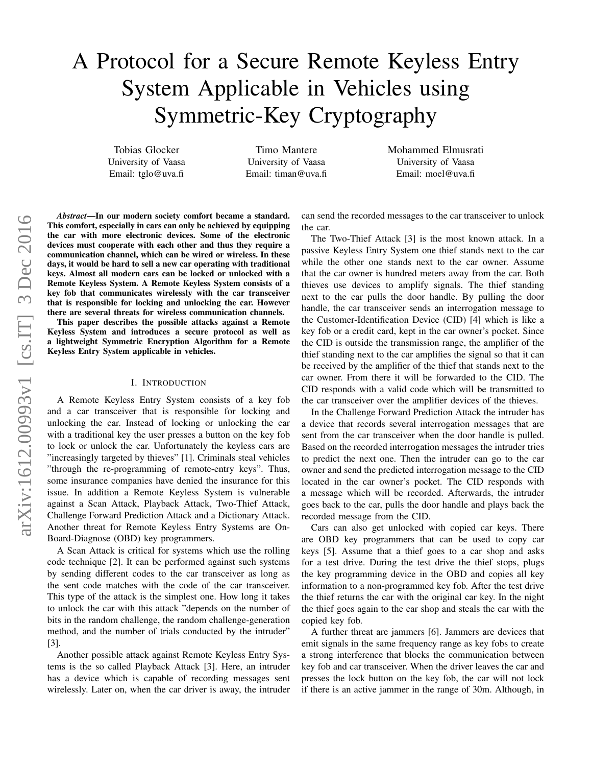# A Protocol for a Secure Remote Keyless Entry System Applicable in Vehicles using Symmetric-Key Cryptography

Tobias Glocker
University of Vaasa
Email: tglo@uva.fi

Timo Mantere
University of Vaasa
Email: timan@uva.fi

Mohammed Elmusrati
University of Vaasa
Email: moel@uva.fi

***Abstract*—In our modern society comfort became a standard. This comfort, especially in cars can only be achieved by equipping the car with more electronic devices. Some of the electronic devices must cooperate with each other and thus they require a communication channel, which can be wired or wireless. In these days, it would be hard to sell a new car operating with traditional keys. Almost all modern cars can be locked or unlocked with a Remote Keyless System. A Remote Keyless System consists of a key fob that communicates wirelessly with the car transceiver that is responsible for locking and unlocking the car. However there are several threats for wireless communication channels.**

**This paper describes the possible attacks against a Remote Keyless System and introduces a secure protocol as well as a lightweight Symmetric Encryption Algorithm for a Remote Keyless Entry System applicable in vehicles.**

## I. Introduction

A Remote Keyless Entry System consists of a key fob and a car transceiver that is responsible for locking and unlocking the car. Instead of locking or unlocking the car with a traditional key the user presses a button on the key fob to lock or unlock the car. Unfortunately the keyless cars are "increasingly targeted by thieves" [1]. Criminals steal vehicles "through the re-programming of remote-entry keys". Thus, some insurance companies have denied the insurance for this issue. In addition a Remote Keyless System is vulnerable against a Scan Attack, Playback Attack, Two-Thief Attack, Challenge Forward Prediction Attack and a Dictionary Attack. Another threat for Remote Keyless Entry Systems are On-Board-Diagnose (OBD) key programmers.

A Scan Attack is critical for systems which use the rolling code technique [2]. It can be performed against such systems by sending different codes to the car transceiver as long as the sent code matches with the code of the car transceiver. This type of the attack is the simplest one. How long it takes to unlock the car with this attack "depends on the number of bits in the random challenge, the random challenge-generation method, and the number of trials conducted by the intruder" [3].

Another possible attack against Remote Keyless Entry Systems is the so called Playback Attack [3]. Here, an intruder has a device which is capable of recording messages sent wirelessly. Later on, when the car driver is away, the intruder can send the recorded messages to the car transceiver to unlock the car.

The Two-Thief Attack [3] is the most known attack. In a passive Keyless Entry System one thief stands next to the car while the other one stands next to the car owner. Assume that the car owner is hundred meters away from the car. Both thieves use devices to amplify signals. The thief standing next to the car pulls the door handle. By pulling the door handle, the car transceiver sends an interrogation message to the Customer-Identification Device (CID) [4] which is like a key fob or a credit card, kept in the car owner's pocket. Since the CID is outside the transmission range, the amplifier of the thief standing next to the car amplifies the signal so that it can be received by the amplifier of the thief that stands next to the car owner. From there it will be forwarded to the CID. The CID responds with a valid code which will be transmitted to the car transceiver over the amplifier devices of the thieves.

In the Challenge Forward Prediction Attack the intruder has a device that records several interrogation messages that are sent from the car transceiver when the door handle is pulled. Based on the recorded interrogation messages the intruder tries to predict the next one. Then the intruder can go to the car owner and send the predicted interrogation message to the CID located in the car owner's pocket. The CID responds with a message which will be recorded. Afterwards, the intruder goes back to the car, pulls the door handle and plays back the recorded message from the CID.

Cars can also get unlocked with copied car keys. There are OBD key programmers that can be used to copy car keys [5]. Assume that a thief goes to a car shop and asks for a test drive. During the test drive the thief stops, plugs the key programming device in the OBD and copies all key information to a non-programmed key fob. After the test drive the thief returns the car with the original car key. In the night the thief goes again to the car shop and steals the car with the copied key fob.

A further threat are jammers [6]. Jammers are devices that emit signals in the same frequency range as key fobs to create a strong interference that blocks the communication between key fob and car transceiver. When the driver leaves the car and presses the lock button on the key fob, the car will not lock if there is an active jammer in the range of 30m. Although, in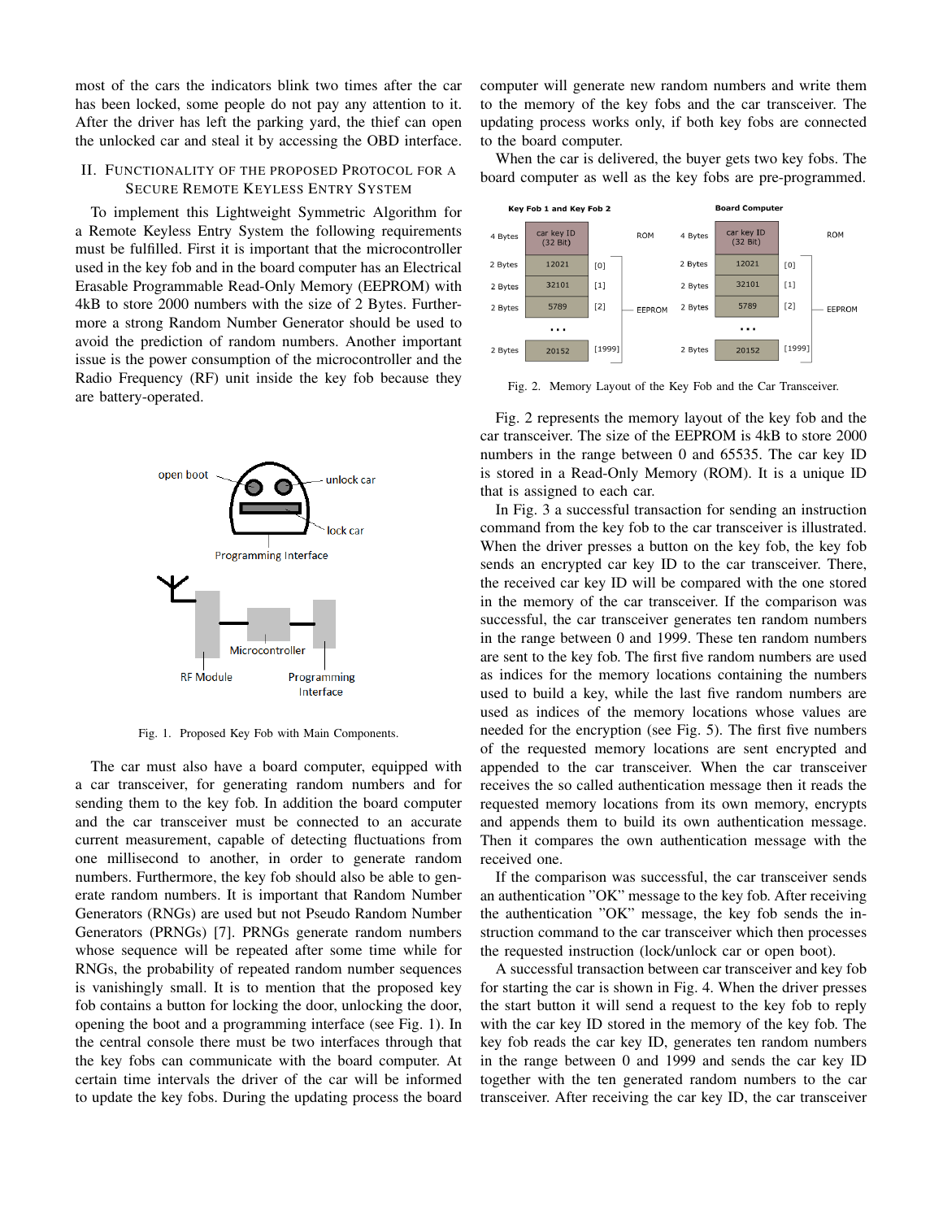most of the cars the indicators blink two times after the car has been locked, some people do not pay any attention to it. After the driver has left the parking yard, the thief can open the unlocked car and steal it by accessing the OBD interface.

## II. Functionality of the Proposed Protocol for a Secure Remote Keyless Entry System

To implement this Lightweight Symmetric Algorithm for a Remote Keyless Entry System the following requirements must be fulfilled. First it is important that the microcontroller used in the key fob and in the board computer has an Electrical Erasable Programmable Read-Only Memory (EEPROM) with 4kB to store 2000 numbers with the size of 2 Bytes. Furthermore a strong Random Number Generator should be used to avoid the prediction of random numbers. Another important issue is the power consumption of the microcontroller and the Radio Frequency (RF) unit inside the key fob because they are battery-operated.

Fig. 1. Proposed Key Fob with Main Components.

The car must also have a board computer, equipped with a car transceiver, for generating random numbers and for sending them to the key fob. In addition the board computer and the car transceiver must be connected to an accurate current measurement, capable of detecting fluctuations from one millisecond to another, in order to generate random numbers. Furthermore, the key fob should also be able to generate random numbers. It is important that Random Number Generators (RNGs) are used but not Pseudo Random Number Generators (PRNGs) [7]. PRNGs generate random numbers whose sequence will be repeated after some time while for RNGs, the probability of repeated random number sequences is vanishingly small. It is to mention that the proposed key fob contains a button for locking the door, unlocking the door, opening the boot and a programming interface (see Fig. 1). In the central console there must be two interfaces through that the key fobs can communicate with the board computer. At certain time intervals the driver of the car will be informed to update the key fobs. During the updating process the board computer will generate new random numbers and write them to the memory of the key fobs and the car transceiver. The updating process works only, if both key fobs are connected to the board computer.

When the car is delivered, the buyer gets two key fobs. The board computer as well as the key fobs are pre-programmed.

Fig. 2. Memory Layout of the Key Fob and the Car Transceiver.

Fig. 2 represents the memory layout of the key fob and the car transceiver. The size of the EEPROM is 4kB to store 2000 numbers in the range between 0 and 65535. The car key ID is stored in a Read-Only Memory (ROM). It is a unique ID that is assigned to each car.

In Fig. 3 a successful transaction for sending an instruction command from the key fob to the car transceiver is illustrated. When the driver presses a button on the key fob, the key fob sends an encrypted car key ID to the car transceiver. There, the received car key ID will be compared with the one stored in the memory of the car transceiver. If the comparison was successful, the car transceiver generates ten random numbers in the range between 0 and 1999. These ten random numbers are sent to the key fob. The first five random numbers are used as indices for the memory locations containing the numbers used to build a key, while the last five random numbers are used as indices of the memory locations whose values are needed for the encryption (see Fig. 5). The first five numbers of the requested memory locations are sent encrypted and appended to the car transceiver. When the car transceiver receives the so called authentication message then it reads the requested memory locations from its own memory, encrypts and appends them to build its own authentication message. Then it compares the own authentication message with the received one.

If the comparison was successful, the car transceiver sends an authentication "OK" message to the key fob. After receiving the authentication "OK" message, the key fob sends the instruction command to the car transceiver which then processes the requested instruction (lock/unlock car or open boot).

A successful transaction between car transceiver and key fob for starting the car is shown in Fig. 4. When the driver presses the start button it will send a request to the key fob to reply with the car key ID stored in the memory of the key fob. The key fob reads the car key ID, generates ten random numbers in the range between 0 and 1999 and sends the car key ID together with the ten generated random numbers to the car transceiver. After receiving the car key ID, the car transceiver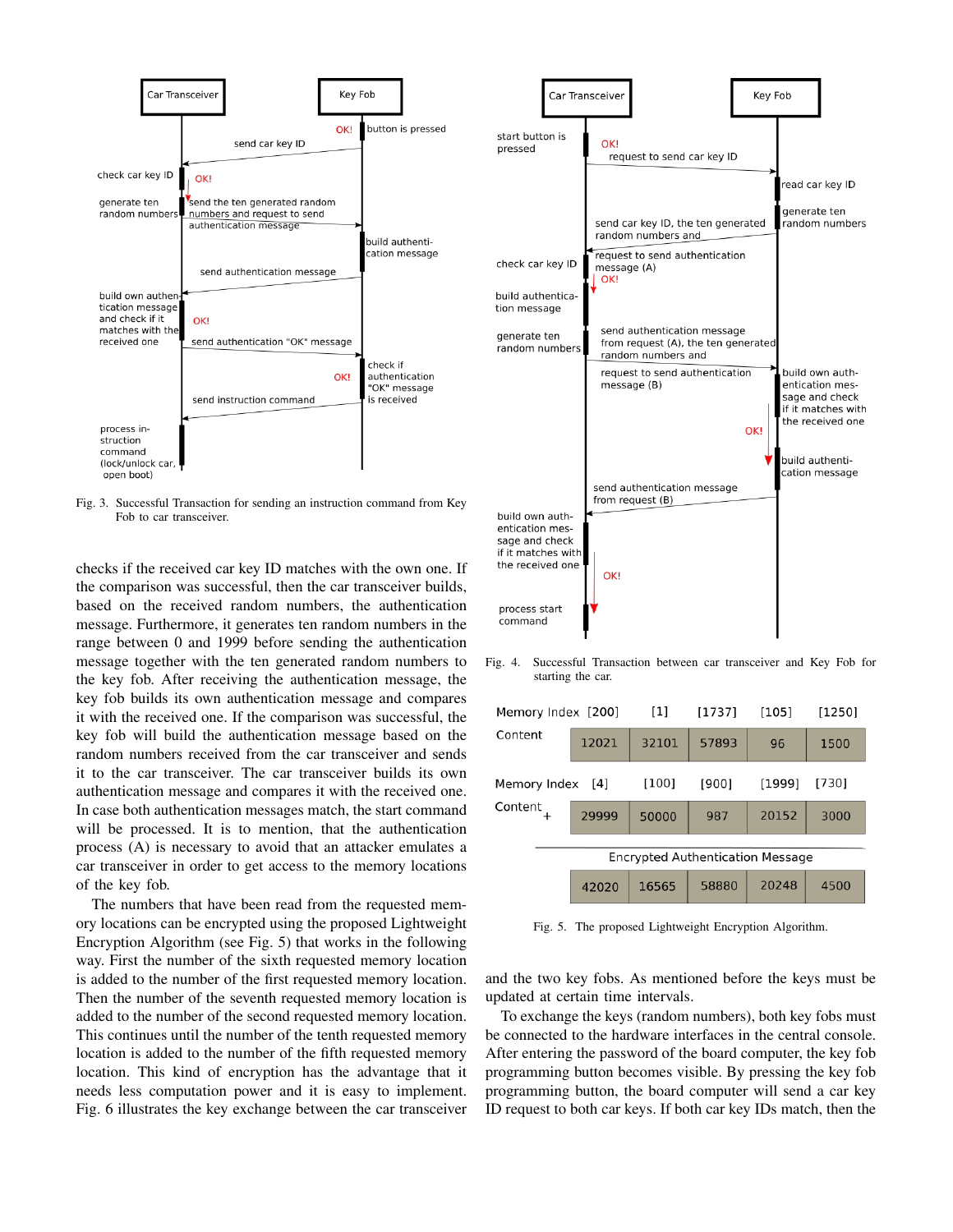Fig. 3. Successful Transaction for sending an instruction command from Key Fob to car transceiver.

Fig. 4. Successful Transaction between car transceiver and Key Fob for starting the car.

| Memory Index | [200] | [1] | [1737] | [105] | [1250] |
|---|---|---|---|---|---|
| Content | 12021 | 32101 | 57893 | 96 | 1500 |
| Memory Index | [4] | [100] | [900] | [1999] | [730] |
| Content + | 29999 | 50000 | 987 | 20152 | 3000 |
| Encrypted Authentication Message | 42020 | 16565 | 58880 | 20248 | 4500 |

Fig. 5. The proposed Lightweight Encryption Algorithm.

checks if the received car key ID matches with the own one. If the comparison was successful, then the car transceiver builds, based on the received random numbers, the authentication message. Furthermore, it generates ten random numbers in the range between 0 and 1999 before sending the authentication message together with the ten generated random numbers to the key fob. After receiving the authentication message, the key fob builds its own authentication message and compares it with the received one. If the comparison was successful, the key fob will build the authentication message based on the random numbers received from the car transceiver and sends it to the car transceiver. The car transceiver builds its own authentication message and compares it with the received one. In case both authentication messages match, the start command will be processed. It is to mention, that the authentication process (A) is necessary to avoid that an attacker emulates a car transceiver in order to get access to the memory locations of the key fob.

The numbers that have been read from the requested memory locations can be encrypted using the proposed Lightweight Encryption Algorithm (see Fig. 5) that works in the following way. First the number of the sixth requested memory location is added to the number of the first requested memory location. Then the number of the seventh requested memory location is added to the number of the second requested memory location. This continues until the number of the tenth requested memory location is added to the number of the fifth requested memory location. This kind of encryption has the advantage that it needs less computation power and it is easy to implement. Fig. 6 illustrates the key exchange between the car transceiver and the two key fobs. As mentioned before the keys must be updated at certain time intervals.

To exchange the keys (random numbers), both key fobs must be connected to the hardware interfaces in the central console. After entering the password of the board computer, the key fob programming button becomes visible. By pressing the key fob programming button, the board computer will send a car key ID request to both car keys. If both car key IDs match, then the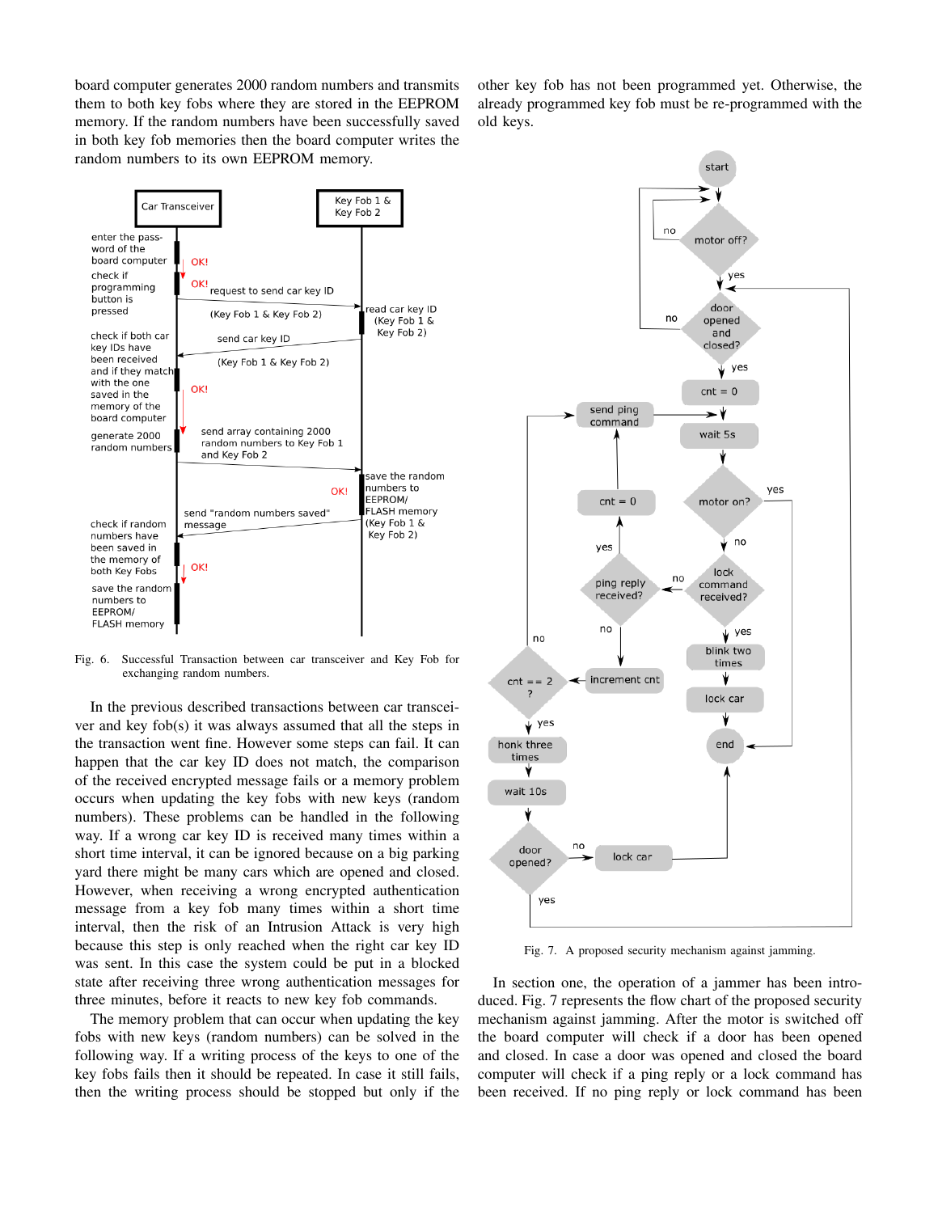board computer generates 2000 random numbers and transmits them to both key fobs where they are stored in the EEPROM memory. If the random numbers have been successfully saved in both key fob memories then the board computer writes the random numbers to its own EEPROM memory.

Fig. 6. Successful Transaction between car transceiver and Key Fob for exchanging random numbers.

In the previous described transactions between car transceiver and key fob(s) it was always assumed that all the steps in the transaction went fine. However some steps can fail. It can happen that the car key ID does not match, the comparison of the received encrypted message fails or a memory problem occurs when updating the key fobs with new keys (random numbers). These problems can be handled in the following way. If a wrong car key ID is received many times within a short time interval, it can be ignored because on a big parking yard there might be many cars which are opened and closed. However, when receiving a wrong encrypted authentication message from a key fob many times within a short time interval, then the risk of an Intrusion Attack is very high because this step is only reached when the right car key ID was sent. In this case the system could be put in a blocked state after receiving three wrong authentication messages for three minutes, before it reacts to new key fob commands.

The memory problem that can occur when updating the key fobs with new keys (random numbers) can be solved in the following way. If a writing process of the keys to one of the key fobs fails then it should be repeated. In case it still fails, then the writing process should be stopped but only if the other key fob has not been programmed yet. Otherwise, the already programmed key fob must be re-programmed with the old keys.

Fig. 7. A proposed security mechanism against jamming.

In section one, the operation of a jammer has been introduced. Fig. 7 represents the flow chart of the proposed security mechanism against jamming. After the motor is switched off the board computer will check if a door has been opened and closed. In case a door was opened and closed the board computer will check if a ping reply or a lock command has been received. If no ping reply or lock command has been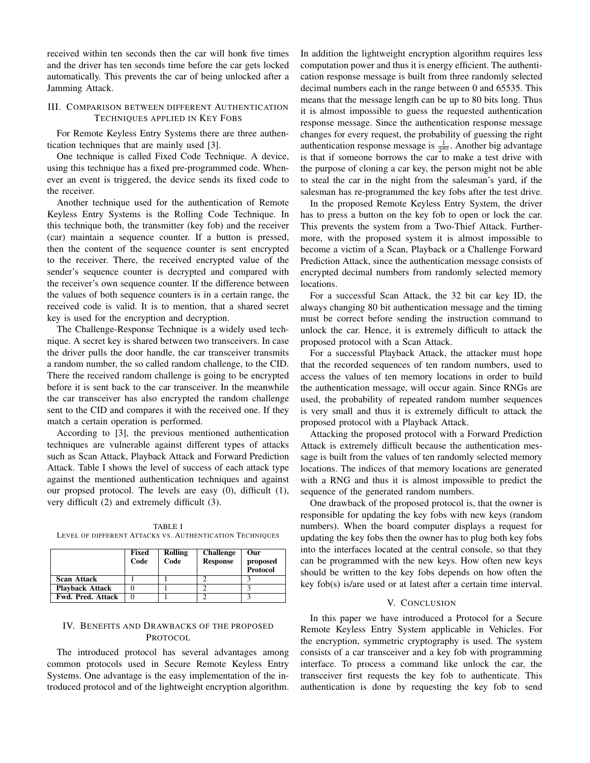received within ten seconds then the car will honk five times and the driver has ten seconds time before the car gets locked automatically. This prevents the car of being unlocked after a Jamming Attack.

## III. Comparison between different Authentication Techniques applied in Key Fobs

For Remote Keyless Entry Systems there are three authentication techniques that are mainly used [3].

One technique is called Fixed Code Technique. A device, using this technique has a fixed pre-programmed code. Whenever an event is triggered, the device sends its fixed code to the receiver.

Another technique used for the authentication of Remote Keyless Entry Systems is the Rolling Code Technique. In this technique both, the transmitter (key fob) and the receiver (car) maintain a sequence counter. If a button is pressed, then the content of the sequence counter is sent encrypted to the receiver. There, the received encrypted value of the sender's sequence counter is decrypted and compared with the receiver's own sequence counter. If the difference between the values of both sequence counters is in a certain range, the received code is valid. It is to mention, that a shared secret key is used for the encryption and decryption.

The Challenge-Response Technique is a widely used technique. A secret key is shared between two transceivers. In case the driver pulls the door handle, the car transceiver transmits a random number, the so called random challenge, to the CID. There the received random challenge is going to be encrypted before it is sent back to the car transceiver. In the meanwhile the car transceiver has also encrypted the random challenge sent to the CID and compares it with the received one. If they match a certain operation is performed.

According to [3], the previous mentioned authentication techniques are vulnerable against different types of attacks such as Scan Attack, Playback Attack and Forward Prediction Attack. Table I shows the level of success of each attack type against the mentioned authentication techniques and against our propsed protocol. The levels are easy (0), difficult (1), very difficult (2) and extremely difficult (3).

TABLE I
Level of different Attacks vs. Authentication Techniques

| | **Fixed Code** | **Rolling Code** | **Challenge Response** | **Our proposed Protocol** |
|---|---|---|---|---|
| **Scan Attack** | 1 | 1 | 2 | 3 |
| **Playback Attack** | 0 | 1 | 2 | 3 |
| **Fwd. Pred. Attack** | 0 | 1 | 2 | 3 |

## IV. Benefits and Drawbacks of the proposed Protocol

The introduced protocol has several advantages among common protocols used in Secure Remote Keyless Entry Systems. One advantage is the easy implementation of the introduced protocol and of the lightweight encryption algorithm. In addition the lightweight encryption algorithm requires less computation power and thus it is energy efficient. The authentication response message is built from three randomly selected decimal numbers each in the range between 0 and 65535. This means that the message length can be up to 80 bits long. Thus it is almost impossible to guess the requested authentication response message. Since the authentication response message changes for every request, the probability of guessing the right authentication response message is $\frac{1}{2^{80}}$. Another big advantage is that if someone borrows the car to make a test drive with the purpose of cloning a car key, the person might not be able to steal the car in the night from the salesman's yard, if the salesman has re-programmed the key fobs after the test drive.

In the proposed Remote Keyless Entry System, the driver has to press a button on the key fob to open or lock the car. This prevents the system from a Two-Thief Attack. Furthermore, with the proposed system it is almost impossible to become a victim of a Scan, Playback or a Challenge Forward Prediction Attack, since the authentication message consists of encrypted decimal numbers from randomly selected memory locations.

For a successful Scan Attack, the 32 bit car key ID, the always changing 80 bit authentication message and the timing must be correct before sending the instruction command to unlock the car. Hence, it is extremely difficult to attack the proposed protocol with a Scan Attack.

For a successful Playback Attack, the attacker must hope that the recorded sequences of ten random numbers, used to access the values of ten memory locations in order to build the authentication message, will occur again. Since RNGs are used, the probability of repeated random number sequences is very small and thus it is extremely difficult to attack the proposed protocol with a Playback Attack.

Attacking the proposed protocol with a Forward Prediction Attack is extremely difficult because the authentication message is built from the values of ten randomly selected memory locations. The indices of that memory locations are generated with a RNG and thus it is almost impossible to predict the sequence of the generated random numbers.

One drawback of the proposed protocol is, that the owner is responsible for updating the key fobs with new keys (random numbers). When the board computer displays a request for updating the key fobs then the owner has to plug both key fobs into the interfaces located at the central console, so that they can be programmed with the new keys. How often new keys should be written to the key fobs depends on how often the key fob(s) is/are used or at latest after a certain time interval.

## V. Conclusion

In this paper we have introduced a Protocol for a Secure Remote Keyless Entry System applicable in Vehicles. For the encryption, symmetric cryptography is used. The system consists of a car transceiver and a key fob with programming interface. To process a command like unlock the car, the transceiver first requests the key fob to authenticate. This authentication is done by requesting the key fob to send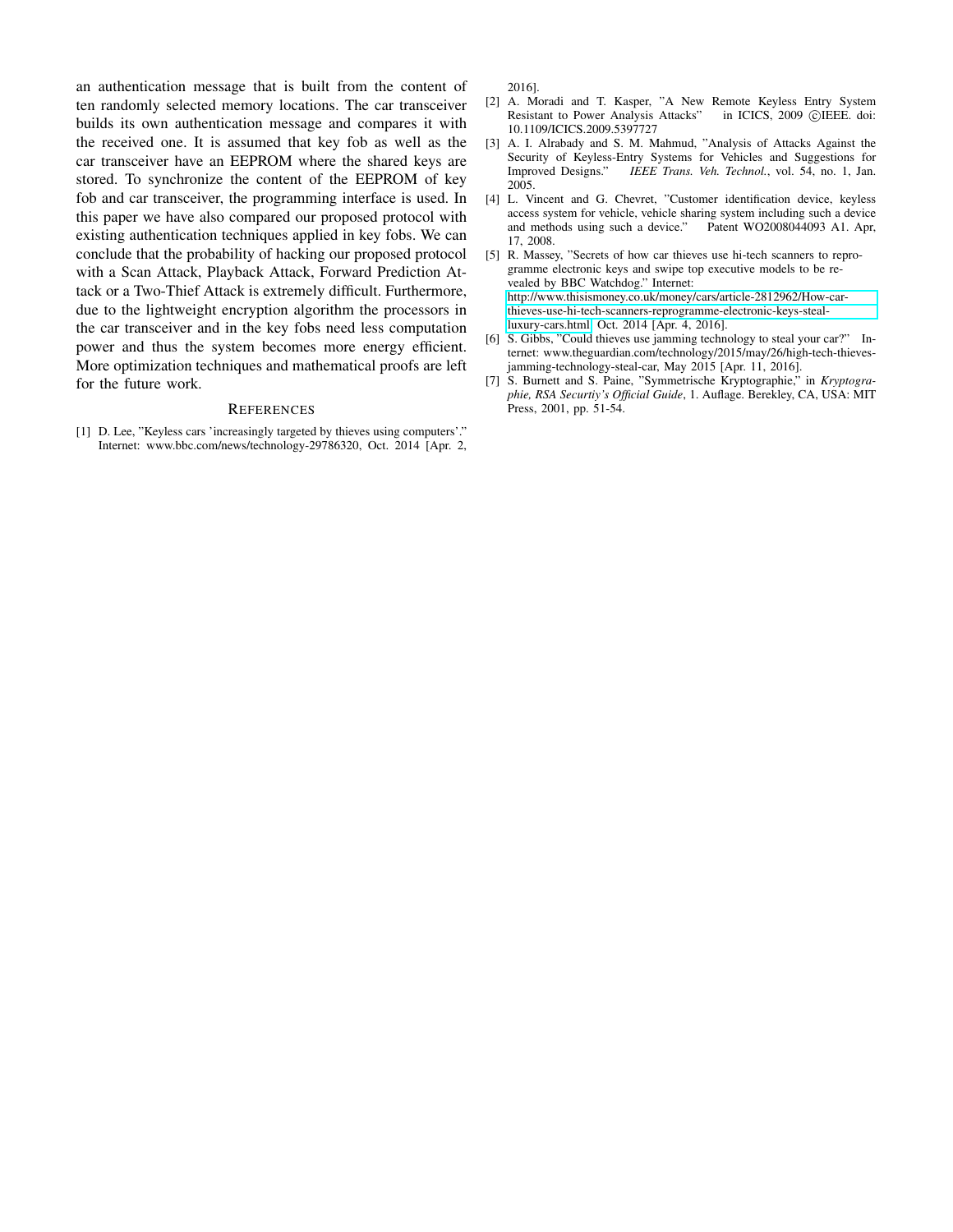an authentication message that is built from the content of ten randomly selected memory locations. The car transceiver builds its own authentication message and compares it with the received one. It is assumed that key fob as well as the car transceiver have an EEPROM where the shared keys are stored. To synchronize the content of the EEPROM of key fob and car transceiver, the programming interface is used. In this paper we have also compared our proposed protocol with existing authentication techniques applied in key fobs. We can conclude that the probability of hacking our proposed protocol with a Scan Attack, Playback Attack, Forward Prediction Attack or a Two-Thief Attack is extremely difficult. Furthermore, due to the lightweight encryption algorithm the processors in the car transceiver and in the key fobs need less computation power and thus the system becomes more energy efficient. More optimization techniques and mathematical proofs are left for the future work.

## REFERENCES

[1] D. Lee, "Keyless cars 'increasingly targeted by thieves using computers'." Internet: www.bbc.com/news/technology-29786320, Oct. 2014 [Apr. 2, 2016].

[2] A. Moradi and T. Kasper, "A New Remote Keyless Entry System Resistant to Power Analysis Attacks" in ICICS, 2009 ©IEEE. doi: 10.1109/ICICS.2009.5397727

[3] A. I. Alrabady and S. M. Mahmud, "Analysis of Attacks Against the Security of Keyless-Entry Systems for Vehicles and Suggestions for Improved Designs." *IEEE Trans. Veh. Technol.*, vol. 54, no. 1, Jan. 2005.

[4] L. Vincent and G. Chevret, "Customer identification device, keyless access system for vehicle, vehicle sharing system including such a device and methods using such a device." Patent WO2008044093 A1. Apr, 17, 2008.

[5] R. Massey, "Secrets of how car thieves use hi-tech scanners to reprogramme electronic keys and swipe top executive models to be revealed by BBC Watchdog." Internet: http://www.thisismoney.co.uk/money/cars/article-2812962/How-car-thieves-use-hi-tech-scanners-reprogramme-electronic-keys-steal-luxury-cars.html, Oct. 2014 [Apr. 4, 2016].

[6] S. Gibbs, "Could thieves use jamming technology to steal your car?" Internet: www.theguardian.com/technology/2015/may/26/high-tech-thieves-jamming-technology-steal-car, May 2015 [Apr. 11, 2016].

[7] S. Burnett and S. Paine, "Symmetrische Kryptographie," in *Kryptographie, RSA Securtiy's Official Guide*, 1. Auflage. Berekley, CA, USA: MIT Press, 2001, pp. 51-54.